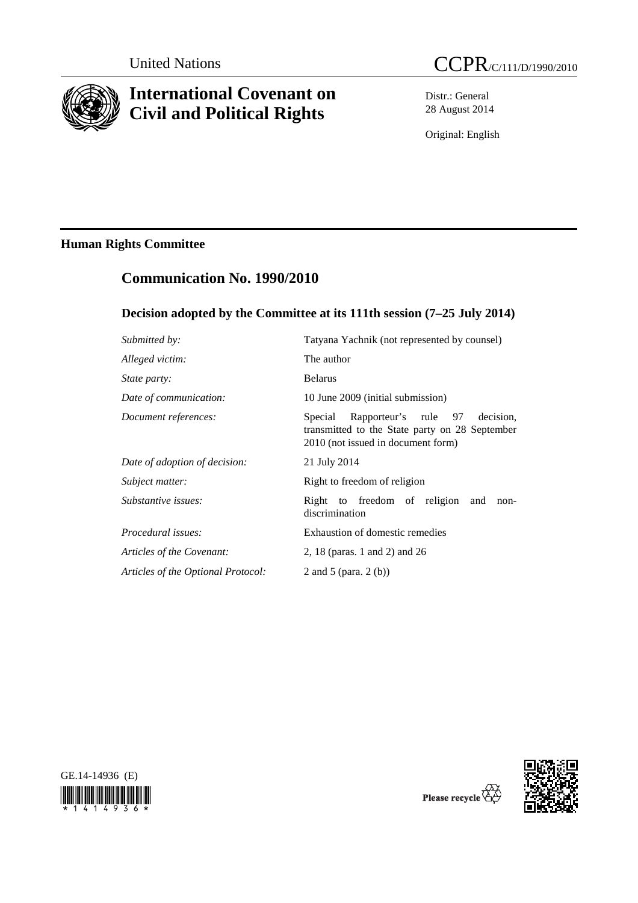United Nations CCPR/C/111/D/1990/2010

# International Covenant on Civil and Political Rights

Distr.: General
28 August 2014

Original: English

## Human Rights Committee

## Communication No. 1990/2010

### Decision adopted by the Committee at its 111th session (7–25 July 2014)

| | |
|---|---|
| *Submitted by:* | Tatyana Yachnik (not represented by counsel) |
| *Alleged victim:* | The author |
| *State party:* | Belarus |
| *Date of communication:* | 10 June 2009 (initial submission) |
| *Document references:* | Special Rapporteur's rule 97 decision, transmitted to the State party on 28 September 2010 (not issued in document form) |
| *Date of adoption of decision:* | 21 July 2014 |
| *Subject matter:* | Right to freedom of religion |
| *Substantive issues:* | Right to freedom of religion and non-discrimination |
| *Procedural issues:* | Exhaustion of domestic remedies |
| *Articles of the Covenant:* | 2, 18 (paras. 1 and 2) and 26 |
| *Articles of the Optional Protocol:* | 2 and 5 (para. 2 (b)) |

GE.14-14936 (E)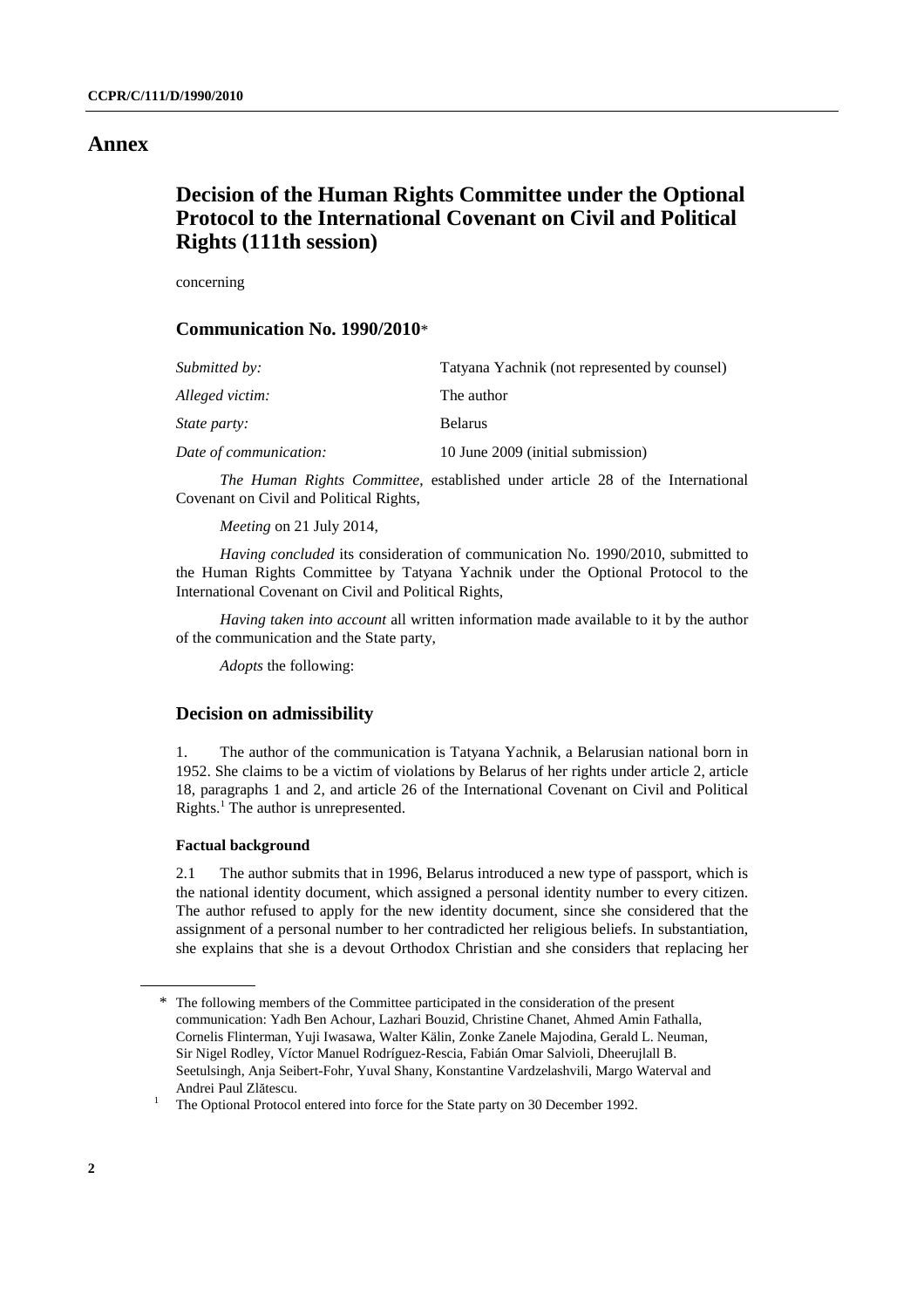# Annex

## Decision of the Human Rights Committee under the Optional Protocol to the International Covenant on Civil and Political Rights (111th session)

concerning

### Communication No. 1990/2010*

| | |
|---|---|
| *Submitted by:* | Tatyana Yachnik (not represented by counsel) |
| *Alleged victim:* | The author |
| *State party:* | Belarus |
| *Date of communication:* | 10 June 2009 (initial submission) |

*The Human Rights Committee*, established under article 28 of the International Covenant on Civil and Political Rights,

*Meeting* on 21 July 2014,

*Having concluded* its consideration of communication No. 1990/2010, submitted to the Human Rights Committee by Tatyana Yachnik under the Optional Protocol to the International Covenant on Civil and Political Rights,

*Having taken into account* all written information made available to it by the author of the communication and the State party,

*Adopts* the following:

### Decision on admissibility

1. The author of the communication is Tatyana Yachnik, a Belarusian national born in 1952. She claims to be a victim of violations by Belarus of her rights under article 2, article 18, paragraphs 1 and 2, and article 26 of the International Covenant on Civil and Political Rights.[1] The author is unrepresented.

#### Factual background

2.1 The author submits that in 1996, Belarus introduced a new type of passport, which is the national identity document, which assigned a personal identity number to every citizen. The author refused to apply for the new identity document, since she considered that the assignment of a personal number to her contradicted her religious beliefs. In substantiation, she explains that she is a devout Orthodox Christian and she considers that replacing her

---

\* The following members of the Committee participated in the consideration of the present communication: Yadh Ben Achour, Lazhari Bouzid, Christine Chanet, Ahmed Amin Fathalla, Cornelis Flinterman, Yuji Iwasawa, Walter Kälin, Zonke Zanele Majodina, Gerald L. Neuman, Sir Nigel Rodley, Víctor Manuel Rodríguez-Rescia, Fabián Omar Salvioli, Dheerujlall B. Seetulsingh, Anja Seibert-Fohr, Yuval Shany, Konstantine Vardzelashvili, Margo Waterval and Andrei Paul Zlătescu.

[1] The Optional Protocol entered into force for the State party on 30 December 1992.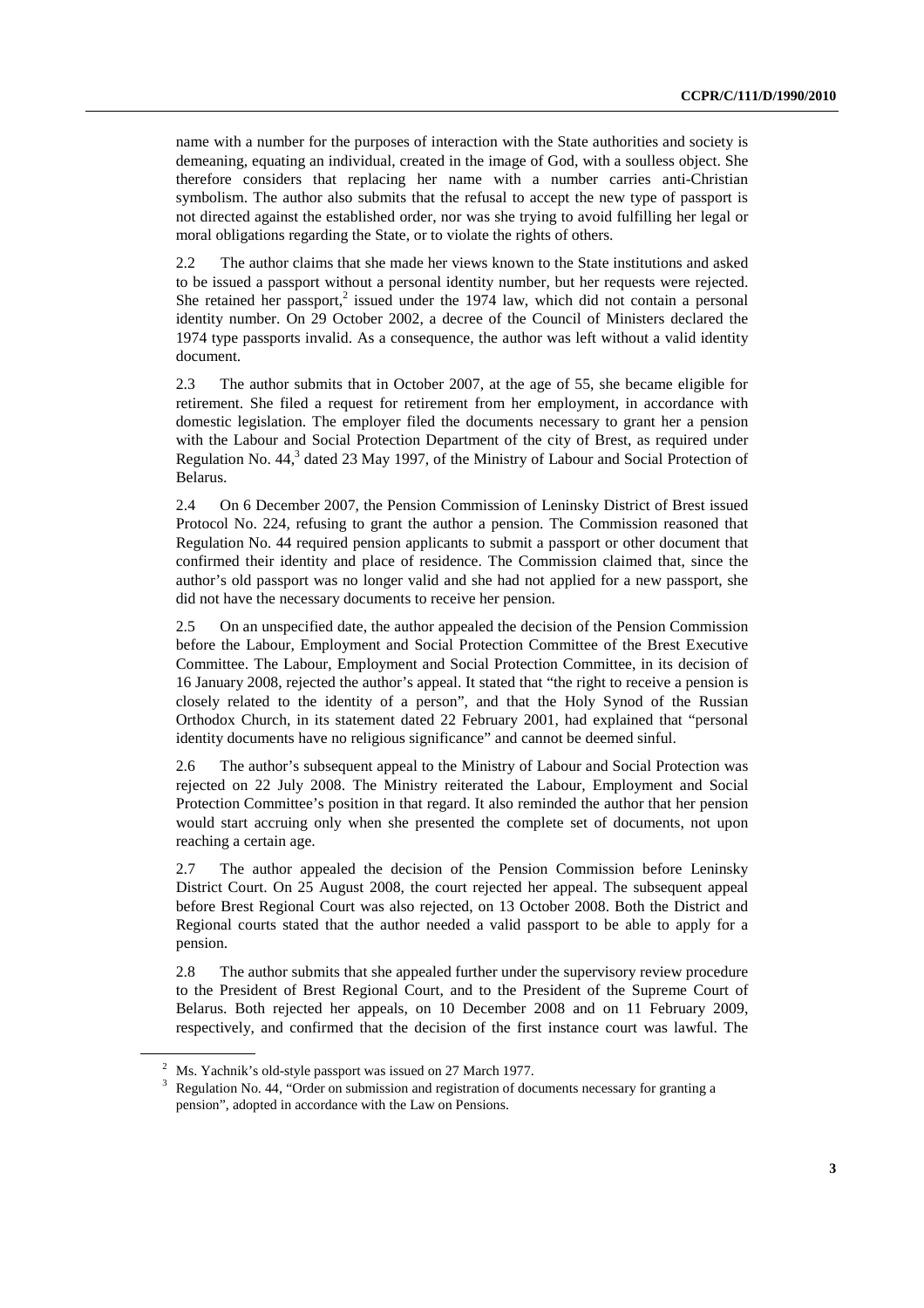name with a number for the purposes of interaction with the State authorities and society is demeaning, equating an individual, created in the image of God, with a soulless object. She therefore considers that replacing her name with a number carries anti-Christian symbolism. The author also submits that the refusal to accept the new type of passport is not directed against the established order, nor was she trying to avoid fulfilling her legal or moral obligations regarding the State, or to violate the rights of others.

2.2 The author claims that she made her views known to the State institutions and asked to be issued a passport without a personal identity number, but her requests were rejected. She retained her passport,[2] issued under the 1974 law, which did not contain a personal identity number. On 29 October 2002, a decree of the Council of Ministers declared the 1974 type passports invalid. As a consequence, the author was left without a valid identity document.

2.3 The author submits that in October 2007, at the age of 55, she became eligible for retirement. She filed a request for retirement from her employment, in accordance with domestic legislation. The employer filed the documents necessary to grant her a pension with the Labour and Social Protection Department of the city of Brest, as required under Regulation No. 44,[3] dated 23 May 1997, of the Ministry of Labour and Social Protection of Belarus.

2.4 On 6 December 2007, the Pension Commission of Leninsky District of Brest issued Protocol No. 224, refusing to grant the author a pension. The Commission reasoned that Regulation No. 44 required pension applicants to submit a passport or other document that confirmed their identity and place of residence. The Commission claimed that, since the author's old passport was no longer valid and she had not applied for a new passport, she did not have the necessary documents to receive her pension.

2.5 On an unspecified date, the author appealed the decision of the Pension Commission before the Labour, Employment and Social Protection Committee of the Brest Executive Committee. The Labour, Employment and Social Protection Committee, in its decision of 16 January 2008, rejected the author's appeal. It stated that "the right to receive a pension is closely related to the identity of a person", and that the Holy Synod of the Russian Orthodox Church, in its statement dated 22 February 2001, had explained that "personal identity documents have no religious significance" and cannot be deemed sinful.

2.6 The author's subsequent appeal to the Ministry of Labour and Social Protection was rejected on 22 July 2008. The Ministry reiterated the Labour, Employment and Social Protection Committee's position in that regard. It also reminded the author that her pension would start accruing only when she presented the complete set of documents, not upon reaching a certain age.

2.7 The author appealed the decision of the Pension Commission before Leninsky District Court. On 25 August 2008, the court rejected her appeal. The subsequent appeal before Brest Regional Court was also rejected, on 13 October 2008. Both the District and Regional courts stated that the author needed a valid passport to be able to apply for a pension.

2.8 The author submits that she appealed further under the supervisory review procedure to the President of Brest Regional Court, and to the President of the Supreme Court of Belarus. Both rejected her appeals, on 10 December 2008 and on 11 February 2009, respectively, and confirmed that the decision of the first instance court was lawful. The

[2] Ms. Yachnik's old-style passport was issued on 27 March 1977.

[3] Regulation No. 44, "Order on submission and registration of documents necessary for granting a pension", adopted in accordance with the Law on Pensions.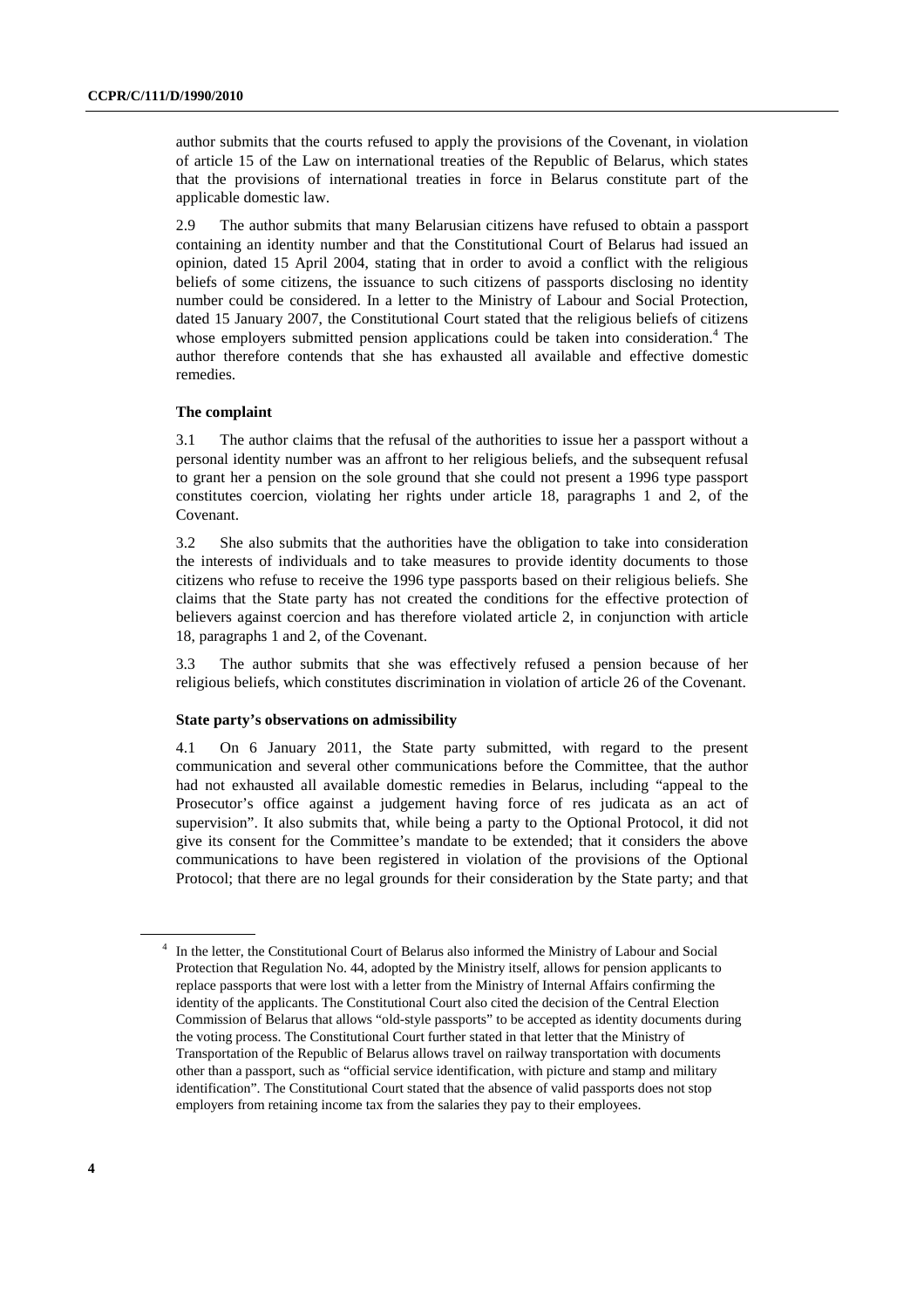author submits that the courts refused to apply the provisions of the Covenant, in violation of article 15 of the Law on international treaties of the Republic of Belarus, which states that the provisions of international treaties in force in Belarus constitute part of the applicable domestic law.

2.9 The author submits that many Belarusian citizens have refused to obtain a passport containing an identity number and that the Constitutional Court of Belarus had issued an opinion, dated 15 April 2004, stating that in order to avoid a conflict with the religious beliefs of some citizens, the issuance to such citizens of passports disclosing no identity number could be considered. In a letter to the Ministry of Labour and Social Protection, dated 15 January 2007, the Constitutional Court stated that the religious beliefs of citizens whose employers submitted pension applications could be taken into consideration.[4] The author therefore contends that she has exhausted all available and effective domestic remedies.

### The complaint

3.1 The author claims that the refusal of the authorities to issue her a passport without a personal identity number was an affront to her religious beliefs, and the subsequent refusal to grant her a pension on the sole ground that she could not present a 1996 type passport constitutes coercion, violating her rights under article 18, paragraphs 1 and 2, of the Covenant.

3.2 She also submits that the authorities have the obligation to take into consideration the interests of individuals and to take measures to provide identity documents to those citizens who refuse to receive the 1996 type passports based on their religious beliefs. She claims that the State party has not created the conditions for the effective protection of believers against coercion and has therefore violated article 2, in conjunction with article 18, paragraphs 1 and 2, of the Covenant.

3.3 The author submits that she was effectively refused a pension because of her religious beliefs, which constitutes discrimination in violation of article 26 of the Covenant.

### State party's observations on admissibility

4.1 On 6 January 2011, the State party submitted, with regard to the present communication and several other communications before the Committee, that the author had not exhausted all available domestic remedies in Belarus, including "appeal to the Prosecutor's office against a judgement having force of res judicata as an act of supervision". It also submits that, while being a party to the Optional Protocol, it did not give its consent for the Committee's mandate to be extended; that it considers the above communications to have been registered in violation of the provisions of the Optional Protocol; that there are no legal grounds for their consideration by the State party; and that

---

[4] In the letter, the Constitutional Court of Belarus also informed the Ministry of Labour and Social Protection that Regulation No. 44, adopted by the Ministry itself, allows for pension applicants to replace passports that were lost with a letter from the Ministry of Internal Affairs confirming the identity of the applicants. The Constitutional Court also cited the decision of the Central Election Commission of Belarus that allows "old-style passports" to be accepted as identity documents during the voting process. The Constitutional Court further stated in that letter that the Ministry of Transportation of the Republic of Belarus allows travel on railway transportation with documents other than a passport, such as "official service identification, with picture and stamp and military identification". The Constitutional Court stated that the absence of valid passports does not stop employers from retaining income tax from the salaries they pay to their employees.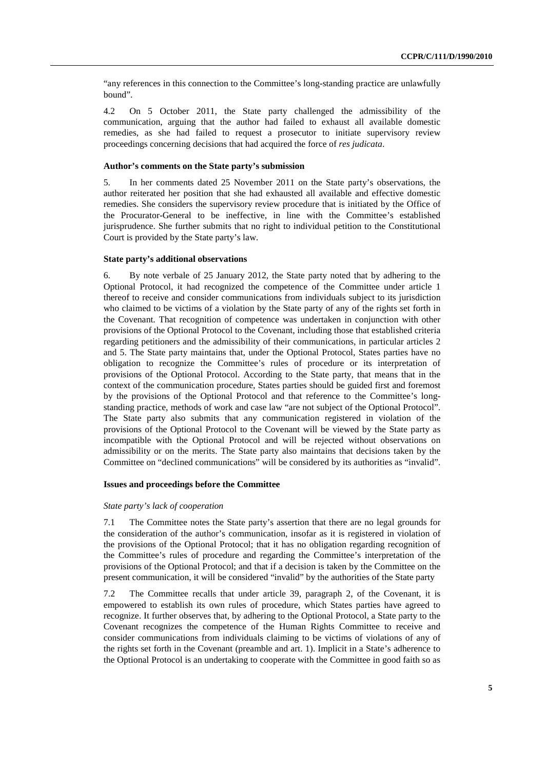"any references in this connection to the Committee's long-standing practice are unlawfully bound".

4.2 On 5 October 2011, the State party challenged the admissibility of the communication, arguing that the author had failed to exhaust all available domestic remedies, as she had failed to request a prosecutor to initiate supervisory review proceedings concerning decisions that had acquired the force of *res judicata*.

#### Author's comments on the State party's submission

5. In her comments dated 25 November 2011 on the State party's observations, the author reiterated her position that she had exhausted all available and effective domestic remedies. She considers the supervisory review procedure that is initiated by the Office of the Procurator-General to be ineffective, in line with the Committee's established jurisprudence. She further submits that no right to individual petition to the Constitutional Court is provided by the State party's law.

#### State party's additional observations

6. By note verbale of 25 January 2012, the State party noted that by adhering to the Optional Protocol, it had recognized the competence of the Committee under article 1 thereof to receive and consider communications from individuals subject to its jurisdiction who claimed to be victims of a violation by the State party of any of the rights set forth in the Covenant. That recognition of competence was undertaken in conjunction with other provisions of the Optional Protocol to the Covenant, including those that established criteria regarding petitioners and the admissibility of their communications, in particular articles 2 and 5. The State party maintains that, under the Optional Protocol, States parties have no obligation to recognize the Committee's rules of procedure or its interpretation of provisions of the Optional Protocol. According to the State party, that means that in the context of the communication procedure, States parties should be guided first and foremost by the provisions of the Optional Protocol and that reference to the Committee's long-standing practice, methods of work and case law "are not subject of the Optional Protocol". The State party also submits that any communication registered in violation of the provisions of the Optional Protocol to the Covenant will be viewed by the State party as incompatible with the Optional Protocol and will be rejected without observations on admissibility or on the merits. The State party also maintains that decisions taken by the Committee on "declined communications" will be considered by its authorities as "invalid".

#### Issues and proceedings before the Committee

*State party's lack of cooperation*

7.1 The Committee notes the State party's assertion that there are no legal grounds for the consideration of the author's communication, insofar as it is registered in violation of the provisions of the Optional Protocol; that it has no obligation regarding recognition of the Committee's rules of procedure and regarding the Committee's interpretation of the provisions of the Optional Protocol; and that if a decision is taken by the Committee on the present communication, it will be considered "invalid" by the authorities of the State party

7.2 The Committee recalls that under article 39, paragraph 2, of the Covenant, it is empowered to establish its own rules of procedure, which States parties have agreed to recognize. It further observes that, by adhering to the Optional Protocol, a State party to the Covenant recognizes the competence of the Human Rights Committee to receive and consider communications from individuals claiming to be victims of violations of any of the rights set forth in the Covenant (preamble and art. 1). Implicit in a State's adherence to the Optional Protocol is an undertaking to cooperate with the Committee in good faith so as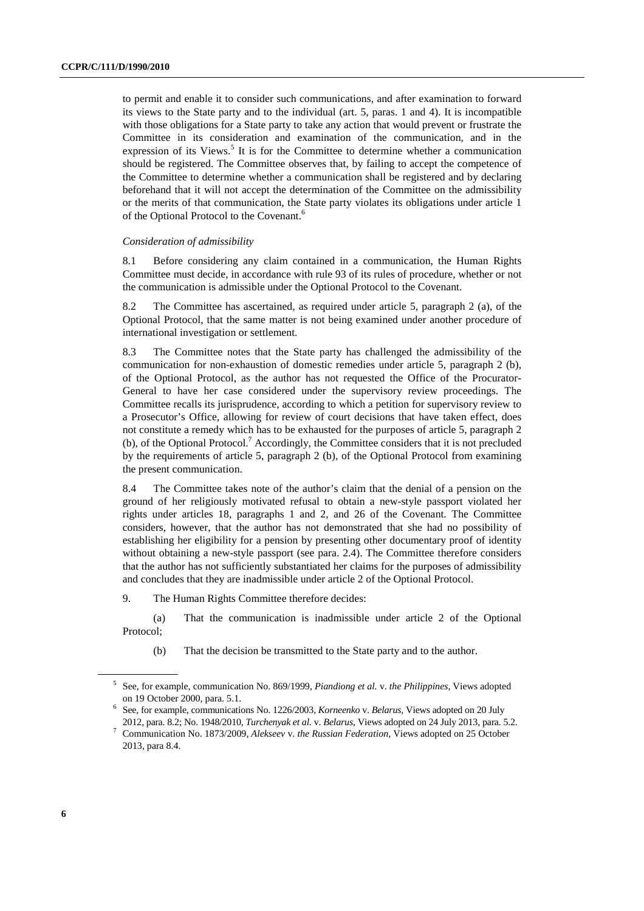to permit and enable it to consider such communications, and after examination to forward its views to the State party and to the individual (art. 5, paras. 1 and 4). It is incompatible with those obligations for a State party to take any action that would prevent or frustrate the Committee in its consideration and examination of the communication, and in the expression of its Views.[5] It is for the Committee to determine whether a communication should be registered. The Committee observes that, by failing to accept the competence of the Committee to determine whether a communication shall be registered and by declaring beforehand that it will not accept the determination of the Committee on the admissibility or the merits of that communication, the State party violates its obligations under article 1 of the Optional Protocol to the Covenant.[6]

*Consideration of admissibility*

8.1 Before considering any claim contained in a communication, the Human Rights Committee must decide, in accordance with rule 93 of its rules of procedure, whether or not the communication is admissible under the Optional Protocol to the Covenant.

8.2 The Committee has ascertained, as required under article 5, paragraph 2 (a), of the Optional Protocol, that the same matter is not being examined under another procedure of international investigation or settlement.

8.3 The Committee notes that the State party has challenged the admissibility of the communication for non-exhaustion of domestic remedies under article 5, paragraph 2 (b), of the Optional Protocol, as the author has not requested the Office of the Procurator-General to have her case considered under the supervisory review proceedings. The Committee recalls its jurisprudence, according to which a petition for supervisory review to a Prosecutor's Office, allowing for review of court decisions that have taken effect, does not constitute a remedy which has to be exhausted for the purposes of article 5, paragraph 2 (b), of the Optional Protocol.[7] Accordingly, the Committee considers that it is not precluded by the requirements of article 5, paragraph 2 (b), of the Optional Protocol from examining the present communication.

8.4 The Committee takes note of the author's claim that the denial of a pension on the ground of her religiously motivated refusal to obtain a new-style passport violated her rights under articles 18, paragraphs 1 and 2, and 26 of the Covenant. The Committee considers, however, that the author has not demonstrated that she had no possibility of establishing her eligibility for a pension by presenting other documentary proof of identity without obtaining a new-style passport (see para. 2.4). The Committee therefore considers that the author has not sufficiently substantiated her claims for the purposes of admissibility and concludes that they are inadmissible under article 2 of the Optional Protocol.

9. The Human Rights Committee therefore decides:

(a) That the communication is inadmissible under article 2 of the Optional Protocol;

(b) That the decision be transmitted to the State party and to the author.

---

[5] See, for example, communication No. 869/1999, *Piandiong et al.* v. *the Philippines*, Views adopted on 19 October 2000, para. 5.1.

[6] See, for example, communications No. 1226/2003, *Korneenko* v. *Belarus*, Views adopted on 20 July 2012, para. 8.2; No. 1948/2010, *Turchenyak et al.* v. *Belarus*, Views adopted on 24 July 2013, para. 5.2.

[7] Communication No. 1873/2009, *Alekseev* v. *the Russian Federation*, Views adopted on 25 October 2013, para 8.4.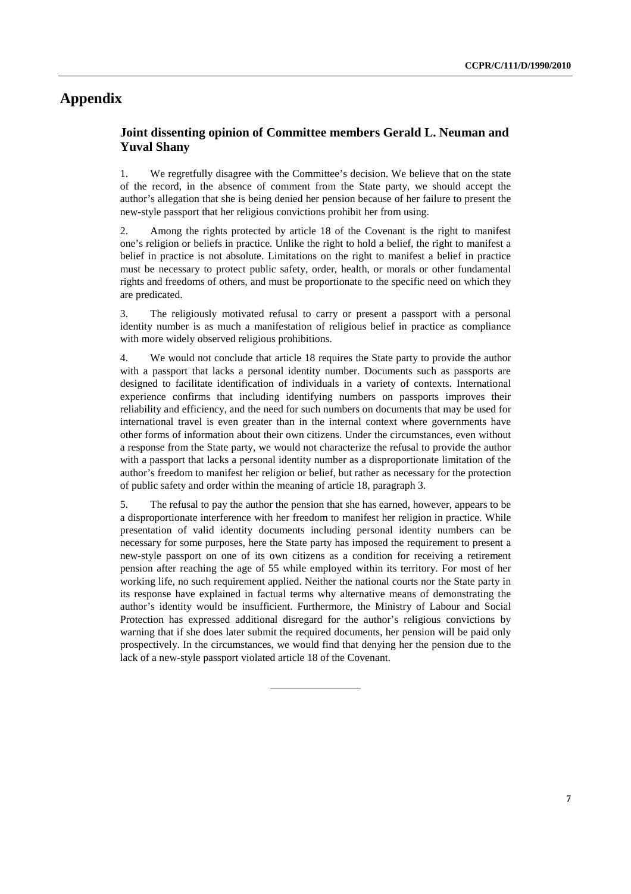# Appendix

## Joint dissenting opinion of Committee members Gerald L. Neuman and Yuval Shany

1. We regretfully disagree with the Committee's decision. We believe that on the state of the record, in the absence of comment from the State party, we should accept the author's allegation that she is being denied her pension because of her failure to present the new-style passport that her religious convictions prohibit her from using.

2. Among the rights protected by article 18 of the Covenant is the right to manifest one's religion or beliefs in practice. Unlike the right to hold a belief, the right to manifest a belief in practice is not absolute. Limitations on the right to manifest a belief in practice must be necessary to protect public safety, order, health, or morals or other fundamental rights and freedoms of others, and must be proportionate to the specific need on which they are predicated.

3. The religiously motivated refusal to carry or present a passport with a personal identity number is as much a manifestation of religious belief in practice as compliance with more widely observed religious prohibitions.

4. We would not conclude that article 18 requires the State party to provide the author with a passport that lacks a personal identity number. Documents such as passports are designed to facilitate identification of individuals in a variety of contexts. International experience confirms that including identifying numbers on passports improves their reliability and efficiency, and the need for such numbers on documents that may be used for international travel is even greater than in the internal context where governments have other forms of information about their own citizens. Under the circumstances, even without a response from the State party, we would not characterize the refusal to provide the author with a passport that lacks a personal identity number as a disproportionate limitation of the author's freedom to manifest her religion or belief, but rather as necessary for the protection of public safety and order within the meaning of article 18, paragraph 3.

5. The refusal to pay the author the pension that she has earned, however, appears to be a disproportionate interference with her freedom to manifest her religion in practice. While presentation of valid identity documents including personal identity numbers can be necessary for some purposes, here the State party has imposed the requirement to present a new-style passport on one of its own citizens as a condition for receiving a retirement pension after reaching the age of 55 while employed within its territory. For most of her working life, no such requirement applied. Neither the national courts nor the State party in its response have explained in factual terms why alternative means of demonstrating the author's identity would be insufficient. Furthermore, the Ministry of Labour and Social Protection has expressed additional disregard for the author's religious convictions by warning that if she does later submit the required documents, her pension will be paid only prospectively. In the circumstances, we would find that denying her the pension due to the lack of a new-style passport violated article 18 of the Covenant.